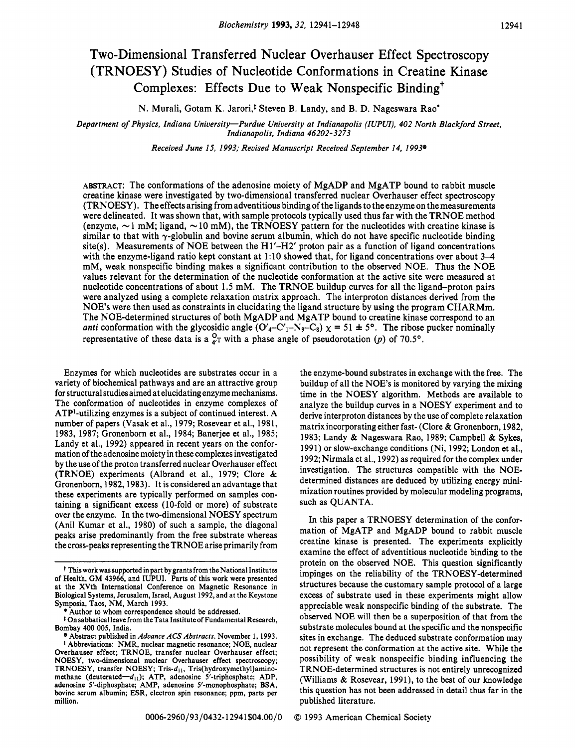# Two-Dimensional Transferred Nuclear Overhauser Effect Spectroscopy (TRNOESY) Studies of Nucleotide Conformations in Creatine Kinase Complexes: Effects Due to Weak Nonspecific Binding†

N. Murali, Gotam K. Jarori,‡ Steven B. Landy, and B. D. Nageswara Rao*

*Department of Physics, Indiana University—Purdue University at Indianapolis (IUPUI), 402 North Blackford Street, Indianapolis, Indiana 46202-3273*

*Received June 15, 1993; Revised Manuscript Received September 14, 1993®*

ABSTRACT: The conformations of the adenosine moiety of MgADP and MgATP bound to rabbit muscle creatine kinase were investigated by two-dimensional transferred nuclear Overhauser effect spectroscopy (TRNOESY). The effects arising from adventitious binding of the ligands to the enzyme on the measurements were delineated. It was shown that, with sample protocols typically used thus far with the TRNOE method (enzyme, ~1 mM; ligand, ~10 mM), the TRNOESY pattern for the nucleotides with creatine kinase is similar to that with $\gamma$-globulin and bovine serum albumin, which do not have specific nucleotide binding site(s). Measurements of NOE between the H1′–H2′ proton pair as a function of ligand concentrations with the enzyme-ligand ratio kept constant at 1:10 showed that, for ligand concentrations over about 3–4 mM, weak nonspecific binding makes a significant contribution to the observed NOE. Thus the NOE values relevant for the determination of the nucleotide conformation at the active site were measured at nucleotide concentrations of about 1.5 mM. The TRNOE buildup curves for all the ligand–proton pairs were analyzed using a complete relaxation matrix approach. The interproton distances derived from the NOE's were then used as constraints in elucidating the ligand structure by using the program CHARMm. The NOE-determined structures of both MgADP and MgATP bound to creatine kinase correspond to an *anti* conformation with the glycosidic angle ($O'_4$–$C'_1$–$N_9$–$C_8$) $\chi = 51 \pm 5°$. The ribose pucker nominally representative of these data is a ${}^{O}_{4}T$ with a phase angle of pseudorotation ($p$) of 70.5°.

Enzymes for which nucleotides are substrates occur in a variety of biochemical pathways and are an attractive group for structural studies aimed at elucidating enzyme mechanisms. The conformation of nucleotides in enzyme complexes of ATP[1]-utilizing enzymes is a subject of continued interest. A number of papers (Vasak et al., 1979; Rosevear et al., 1981, 1983, 1987; Gronenborn et al., 1984; Banerjee et al., 1985; Landy et al., 1992) appeared in recent years on the conformation of the adenosine moiety in these complexes investigated by the use of the proton transferred nuclear Overhauser effect (TRNOE) experiments (Albrand et al., 1979; Clore & Gronenborn, 1982, 1983). It is considered an advantage that these experiments are typically performed on samples containing a significant excess (10-fold or more) of substrate over the enzyme. In the two-dimensional NOESY spectrum (Anil Kumar et al., 1980) of such a sample, the diagonal peaks arise predominantly from the free substrate whereas the cross-peaks representing the TRNOE arise primarily from the enzyme-bound substrates in exchange with the free. The buildup of all the NOE's is monitored by varying the mixing time in the NOESY algorithm. Methods are available to analyze the buildup curves in a NOESY experiment and to derive interproton distances by the use of complete relaxation matrix incorporating either fast- (Clore & Gronenborn, 1982, 1983; Landy & Nageswara Rao, 1989; Campbell & Sykes, 1991) or slow-exchange conditions (Ni, 1992; London et al., 1992; Nirmala et al., 1992) as required for the complex under investigation. The structures compatible with the NOE-determined distances are deduced by utilizing energy minimization routines provided by molecular modeling programs, such as QUANTA.

In this paper a TRNOESY determination of the conformation of MgATP and MgADP bound to rabbit muscle creatine kinase is presented. The experiments explicitly examine the effect of adventitious nucleotide binding to the protein on the observed NOE. This question significantly impinges on the reliability of the TRNOESY-determined structures because the customary sample protocol of a large excess of substrate used in these experiments might allow appreciable weak nonspecific binding of the substrate. The observed NOE will then be a superposition of that from the substrate molecules bound at the specific and the nonspecific sites in exchange. The deduced substrate conformation may not represent the conformation at the active site. While the possibility of weak nonspecific binding influencing the TRNOE-determined structures is not entirely unrecognized (Williams & Rosevear, 1991), to the best of our knowledge this question has not been addressed in detail thus far in the published literature.

† This work was supported in part by grants from the National Institutes of Health, GM 43966, and IUPUI. Parts of this work were presented at the XVth International Conference on Magnetic Resonance in Biological Systems, Jerusalem, Israel, August 1992, and at the Keystone Symposia, Taos, NM, March 1993.

\* Author to whom correspondence should be addressed.

‡ On sabbatical leave from the Tata Institute of Fundamental Research, Bombay 400 005, India.

® Abstract published in *Advance ACS Abstracts,* November 1, 1993.

[1] Abbreviations: NMR, nuclear magnetic resonance; NOE, nuclear Overhauser effect; TRNOE, transfer nuclear Overhauser effect; NOESY, two-dimensional nuclear Overhauser effect spectroscopy; TRNOESY, transfer NOESY; Tris-$d_{11}$, Tris(hydroxymethyl)aminomethane (deuterated—$d_{11}$); ATP, adenosine 5′-triphosphate; ADP, adenosine 5′-diphosphate; AMP, adenosine 5′-monophosphate; BSA, bovine serum albumin; ESR, electron spin resonance; ppm, parts per million.

0006-2960/93/0432-12941$04.00/0 © 1993 American Chemical Society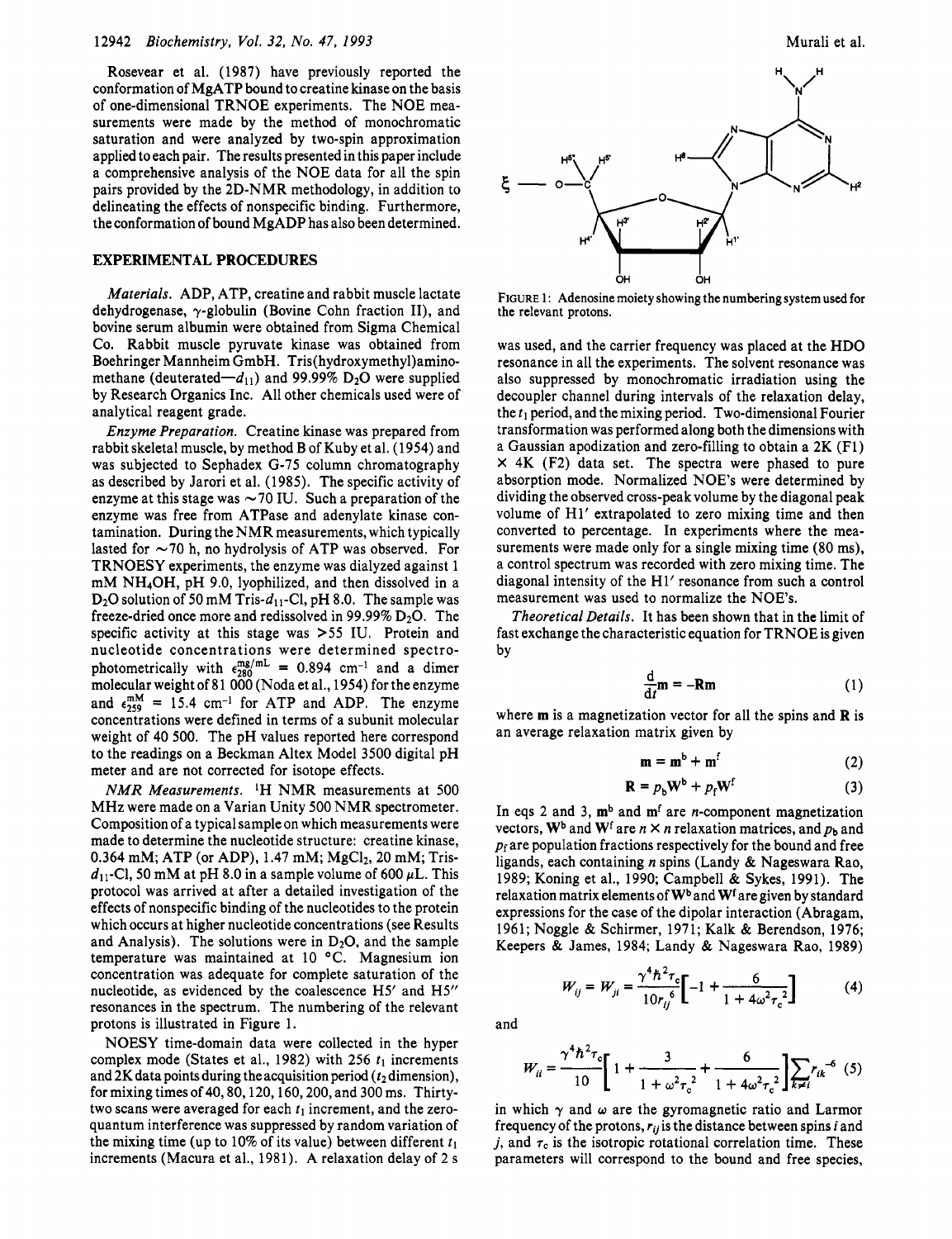Rosevear et al. (1987) have previously reported the conformation of MgATP bound to creatine kinase on the basis of one-dimensional TRNOE experiments. The NOE measurements were made by the method of monochromatic saturation and were analyzed by two-spin approximation applied to each pair. The results presented in this paper include a comprehensive analysis of the NOE data for all the spin pairs provided by the 2D-NMR methodology, in addition to delineating the effects of nonspecific binding. Furthermore, the conformation of bound MgADP has also been determined.

## EXPERIMENTAL PROCEDURES

*Materials.* ADP, ATP, creatine and rabbit muscle lactate dehydrogenase, γ-globulin (Bovine Cohn fraction II), and bovine serum albumin were obtained from Sigma Chemical Co. Rabbit muscle pyruvate kinase was obtained from Boehringer Mannheim GmbH. Tris(hydroxymethyl)aminomethane (deuterated—$d_{11}$) and 99.99% $D_2O$ were supplied by Research Organics Inc. All other chemicals used were of analytical reagent grade.

*Enzyme Preparation.* Creatine kinase was prepared from rabbit skeletal muscle, by method B of Kuby et al. (1954) and was subjected to Sephadex G-75 column chromatography as described by Jarori et al. (1985). The specific activity of enzyme at this stage was ~70 IU. Such a preparation of the enzyme was free from ATPase and adenylate kinase contamination. During the NMR measurements, which typically lasted for ~70 h, no hydrolysis of ATP was observed. For TRNOESY experiments, the enzyme was dialyzed against 1 mM $NH_4OH$, pH 9.0, lyophilized, and then dissolved in a $D_2O$ solution of 50 mM Tris-$d_{11}$-Cl, pH 8.0. The sample was freeze-dried once more and redissolved in 99.99% $D_2O$. The specific activity at this stage was >55 IU. Protein and nucleotide concentrations were determined spectrophotometrically with $\epsilon_{280}^{mg/mL} = 0.894$ cm$^{-1}$ and a dimer molecular weight of 81 000 (Noda et al., 1954) for the enzyme and $\epsilon_{259}^{mM} = 15.4$ cm$^{-1}$ for ATP and ADP. The enzyme concentrations were defined in terms of a subunit molecular weight of 40 500. The pH values reported here correspond to the readings on a Beckman Altex Model 3500 digital pH meter and are not corrected for isotope effects.

*NMR Measurements.* $^1$H NMR measurements at 500 MHz were made on a Varian Unity 500 NMR spectrometer. Composition of a typical sample on which measurements were made to determine the nucleotide structure: creatine kinase, 0.364 mM; ATP (or ADP), 1.47 mM; $MgCl_2$, 20 mM; Tris-$d_{11}$-Cl, 50 mM at pH 8.0 in a sample volume of 600 μL. This protocol was arrived at after a detailed investigation of the effects of nonspecific binding of the nucleotides to the protein which occurs at higher nucleotide concentrations (see Results and Analysis). The solutions were in $D_2O$, and the sample temperature was maintained at 10 °C. Magnesium ion concentration was adequate for complete saturation of the nucleotide, as evidenced by the coalescence H5′ and H5″ resonances in the spectrum. The numbering of the relevant protons is illustrated in Figure 1.

FIGURE 1: Adenosine moiety showing the numbering system used for the relevant protons.

NOESY time-domain data were collected in the hyper complex mode (States et al., 1982) with 256 $t_1$ increments and 2K data points during the acquisition period ($t_2$ dimension), for mixing times of 40, 80, 120, 160, 200, and 300 ms. Thirty-two scans were averaged for each $t_1$ increment, and the zero-quantum interference was suppressed by random variation of the mixing time (up to 10% of its value) between different $t_1$ increments (Macura et al., 1981). A relaxation delay of 2 s was used, and the carrier frequency was placed at the HDO resonance in all the experiments. The solvent resonance was also suppressed by monochromatic irradiation using the decoupler channel during intervals of the relaxation delay, the $t_1$ period, and the mixing period. Two-dimensional Fourier transformation was performed along both the dimensions with a Gaussian apodization and zero-filling to obtain a 2K (F1) × 4K (F2) data set. The spectra were phased to pure absorption mode. Normalized NOE's were determined by dividing the observed cross-peak volume by the diagonal peak volume of H1′ extrapolated to zero mixing time and then converted to percentage. In experiments where the measurements were made only for a single mixing time (80 ms), a control spectrum was recorded with zero mixing time. The diagonal intensity of the H1′ resonance from such a control measurement was used to normalize the NOE's.

*Theoretical Details.* It has been shown that in the limit of fast exchange the characteristic equation for TRNOE is given by

$$\frac{d}{dt}\mathbf{m} = -\mathbf{R}\mathbf{m} \tag{1}$$

where **m** is a magnetization vector for all the spins and **R** is an average relaxation matrix given by

$$\mathbf{m} = \mathbf{m}^b + \mathbf{m}^f \tag{2}$$

$$\mathbf{R} = p_b\mathbf{W}^b + p_f\mathbf{W}^f \tag{3}$$

In eqs 2 and 3, $\mathbf{m}^b$ and $\mathbf{m}^f$ are *n*-component magnetization vectors, $\mathbf{W}^b$ and $\mathbf{W}^f$ are $n \times n$ relaxation matrices, and $p_b$ and $p_f$ are population fractions respectively for the bound and free ligands, each containing *n* spins (Landy & Nageswara Rao, 1989; Koning et al., 1990; Campbell & Sykes, 1991). The relaxation matrix elements of $\mathbf{W}^b$ and $\mathbf{W}^f$ are given by standard expressions for the case of the dipolar interaction (Abragam, 1961; Noggle & Schirmer, 1971; Kalk & Berendson, 1976; Keepers & James, 1984; Landy & Nageswara Rao, 1989)

$$W_{ij} = W_{ji} = \frac{\gamma^4\hbar^2\tau_c}{10r_{ij}^6}\left[-1 + \frac{6}{1 + 4\omega^2\tau_c^2}\right] \tag{4}$$

and

$$W_{ii} = \frac{\gamma^4\hbar^2\tau_c}{10}\left[1 + \frac{3}{1 + \omega^2\tau_c^2} + \frac{6}{1 + 4\omega^2\tau_c^2}\right]\sum_{k\neq i} r_{ik}^{-6} \tag{5}$$

in which γ and ω are the gyromagnetic ratio and Larmor frequency of the protons, $r_{ij}$ is the distance between spins *i* and *j*, and $\tau_c$ is the isotropic rotational correlation time. These parameters will correspond to the bound and free species,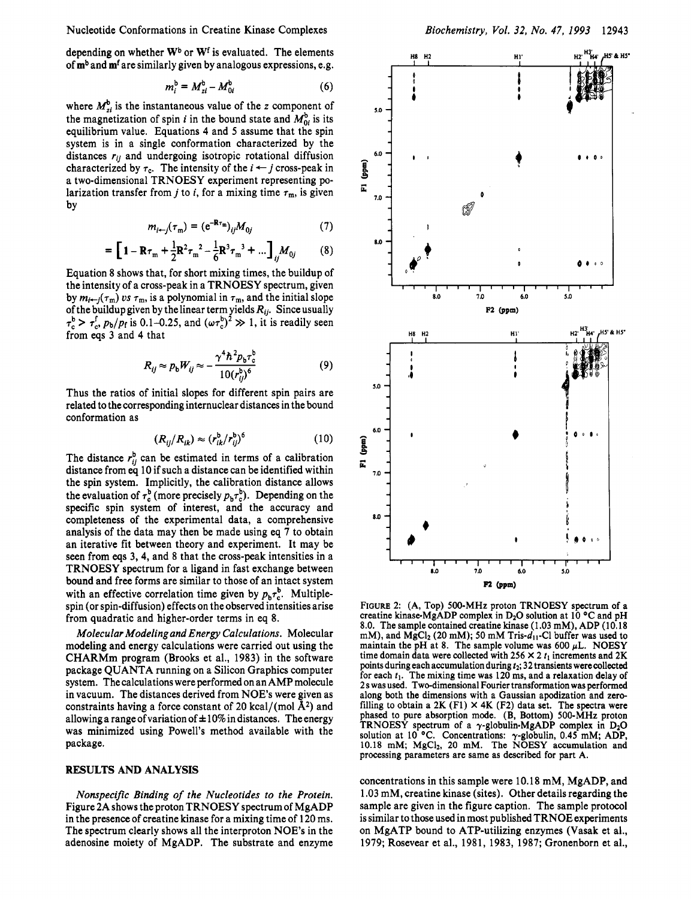depending on whether $W^b$ or $W^f$ is evaluated. The elements of $m^b$ and $m^f$ are similarly given by analogous expressions, e.g.

$$m_i^b = M_{zi}^b - M_{0i}^b \quad (6)$$

where $M_{zi}^b$ is the instantaneous value of the z component of the magnetization of spin $i$ in the bound state and $M_{0i}^b$ is its equilibrium value. Equations 4 and 5 assume that the spin system is in a single conformation characterized by the distances $r_{ij}$ and undergoing isotropic rotational diffusion characterized by $\tau_c$. The intensity of the $i \leftarrow j$ cross-peak in a two-dimensional TRNOESY experiment representing polarization transfer from $j$ to $i$, for a mixing time $\tau_m$, is given by

$$m_{i \leftarrow j}(\tau_m) = (e^{-\mathbf{R}\tau_m})_{ij} M_{0j} \quad (7)$$

$$= \left[1 - \mathbf{R}\tau_m + \frac{1}{2}\mathbf{R}^2\tau_m^{\ 2} - \frac{1}{6}\mathbf{R}^3\tau_m^{\ 3} + \ldots\right]_{ij} M_{0j} \quad (8)$$

Equation 8 shows that, for short mixing times, the buildup of the intensity of a cross-peak in a TRNOESY spectrum, given by $m_{i \leftarrow j}(\tau_m)$ *vs* $\tau_m$, is a polynomial in $\tau_m$, and the initial slope of the buildup given by the linear term yields $R_{ij}$. Since usually $\tau_c^b > \tau_c^f$, $p_b/p_f$ is 0.1–0.25, and $(\omega\tau_c^b)^2 \gg 1$, it is readily seen from eqs 3 and 4 that

$$R_{ij} \approx p_b W_{ij} \approx -\frac{\gamma^4 \hbar^2 p_b \tau_c^b}{10 (r_{ij}^b)^6} \quad (9)$$

Thus the ratios of initial slopes for different spin pairs are related to the corresponding internuclear distances in the bound conformation as

$$(R_{ij}/R_{ik}) \approx (r_{ik}^b/r_{ij}^b)^6 \quad (10)$$

The distance $r_{ij}^b$ can be estimated in terms of a calibration distance from eq 10 if such a distance can be identified within the spin system. Implicitly, the calibration distance allows the evaluation of $\tau_c^b$ (more precisely $p_b\tau_c^b$). Depending on the specific spin system of interest, and the accuracy and completeness of the experimental data, a comprehensive analysis of the data may then be made using eq 7 to obtain an iterative fit between theory and experiment. It may be seen from eqs 3, 4, and 8 that the cross-peak intensities in a TRNOESY spectrum for a ligand in fast exchange between bound and free forms are similar to those of an intact system with an effective correlation time given by $p_b\tau_c^b$. Multiple-spin (or spin-diffusion) effects on the observed intensities arise from quadratic and higher-order terms in eq 8.

*Molecular Modeling and Energy Calculations.* Molecular modeling and energy calculations were carried out using the CHARMm program (Brooks et al., 1983) in the software package QUANTA running on a Silicon Graphics computer system. The calculations were performed on an AMP molecule in vacuum. The distances derived from NOE's were given as constraints having a force constant of 20 kcal/(mol Å$^2$) and allowing a range of variation of ±10% in distances. The energy was minimized using Powell's method available with the package.

## RESULTS AND ANALYSIS

*Nonspecific Binding of the Nucleotides to the Protein.* Figure 2A shows the proton TRNOESY spectrum of MgADP in the presence of creatine kinase for a mixing time of 120 ms. The spectrum clearly shows all the interproton NOE's in the adenosine moiety of MgADP. The substrate and enzyme concentrations in this sample were 10.18 mM, MgADP, and 1.03 mM, creatine kinase (sites). Other details regarding the sample are given in the figure caption. The sample protocol is similar to those used in most published TRNOE experiments on MgATP bound to ATP-utilizing enzymes (Vasak et al., 1979; Rosevear et al., 1981, 1983, 1987; Gronenborn et al.,

FIGURE 2: (A, Top) 500-MHz proton TRNOESY spectrum of a creatine kinase·MgADP complex in $D_2O$ solution at 10 °C and pH 8.0. The sample contained creatine kinase (1.03 mM), ADP (10.18 mM), and $MgCl_2$ (20 mM); 50 mM Tris-$d_{11}$-Cl buffer was used to maintain the pH at 8. The sample volume was 600 μL. NOESY time domain data were collected with 256 × 2 $t_1$ increments and 2K points during each accumulation during $t_2$; 32 transients were collected for each $t_1$. The mixing time was 120 ms, and a relaxation delay of 2 s was used. Two-dimensional Fourier transformation was performed along both the dimensions with a Gaussian apodization and zero-filling to obtain a 2K (F1) × 4K (F2) data set. The spectra were phased to pure absorption mode. (B, Bottom) 500-MHz proton TRNOESY spectrum of a γ-globulin·MgADP complex in $D_2O$ solution at 10 °C. Concentrations: γ-globulin, 0.45 mM; ADP, 10.18 mM; $MgCl_2$, 20 mM. The NOESY accumulation and processing parameters are same as described for part A.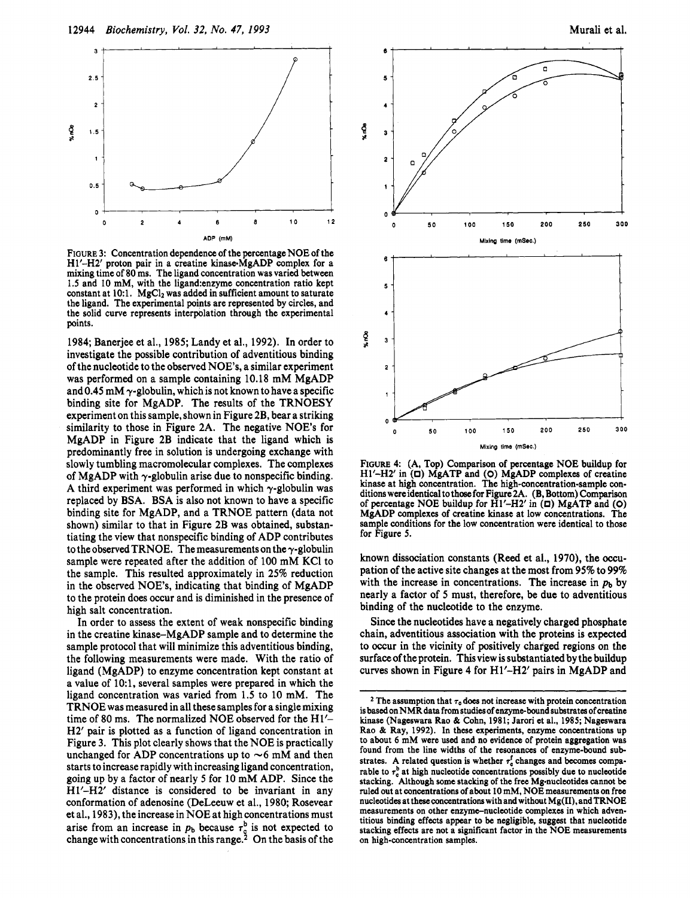FIGURE 3: Concentration dependence of the percentage NOE of the H1′–H2′ proton pair in a creatine kinase·MgADP complex for a mixing time of 80 ms. The ligand concentration was varied between 1.5 and 10 mM, with the ligand:enzyme concentration ratio kept constant at 10:1. $MgCl_2$ was added in sufficient amount to saturate the ligand. The experimental points are represented by circles, and the solid curve represents interpolation through the experimental points.

1984; Banerjee et al., 1985; Landy et al., 1992). In order to investigate the possible contribution of adventitious binding of the nucleotide to the observed NOE's, a similar experiment was performed on a sample containing 10.18 mM MgADP and 0.45 mM γ-globulin, which is not known to have a specific binding site for MgADP. The results of the TRNOESY experiment on this sample, shown in Figure 2B, bear a striking similarity to those in Figure 2A. The negative NOE's for MgADP in Figure 2B indicate that the ligand which is predominantly free in solution is undergoing exchange with slowly tumbling macromolecular complexes. The complexes of MgADP with γ-globulin arise due to nonspecific binding. A third experiment was performed in which γ-globulin was replaced by BSA. BSA is also not known to have a specific binding site for MgADP, and a TRNOE pattern (data not shown) similar to that in Figure 2B was obtained, substantiating the view that nonspecific binding of ADP contributes to the observed TRNOE. The measurements on the γ-globulin sample were repeated after the addition of 100 mM KCl to the sample. This resulted approximately in 25% reduction in the observed NOE's, indicating that binding of MgADP to the protein does occur and is diminished in the presence of high salt concentration.

In order to assess the extent of weak nonspecific binding in the creatine kinase–MgADP sample and to determine the sample protocol that will minimize this adventitious binding, the following measurements were made. With the ratio of ligand (MgADP) to enzyme concentration kept constant at a value of 10:1, several samples were prepared in which the ligand concentration was varied from 1.5 to 10 mM. The TRNOE was measured in all these samples for a single mixing time of 80 ms. The normalized NOE observed for the H1′–H2′ pair is plotted as a function of ligand concentration in Figure 3. This plot clearly shows that the NOE is practically unchanged for ADP concentrations up to ~6 mM and then starts to increase rapidly with increasing ligand concentration, going up by a factor of nearly 5 for 10 mM ADP. Since the H1′–H2′ distance is considered to be invariant in any conformation of adenosine (DeLeeuw et al., 1980; Rosevear et al., 1983), the increase in NOE at high concentrations must arise from an increase in $p_b$ because $\tau_c^b$ is not expected to change with concentrations in this range.[2] On the basis of the known dissociation constants (Reed et al., 1970), the occupation of the active site changes at the most from 95% to 99% with the increase in concentrations. The increase in $p_b$ by nearly a factor of 5 must, therefore, be due to adventitious binding of the nucleotide to the enzyme.

Since the nucleotides have a negatively charged phosphate chain, adventitious association with the proteins is expected to occur in the vicinity of positively charged regions on the surface of the protein. This view is substantiated by the buildup curves shown in Figure 4 for H1′–H2′ pairs in MgADP and

FIGURE 4: (A, Top) Comparison of percentage NOE buildup for H1′–H2′ in (□) MgATP and (○) MgADP complexes of creatine kinase at high concentration. The high-concentration-sample conditions were identical to those for Figure 2A. (B, Bottom) Comparison of percentage NOE buildup for H1′–H2′ in (□) MgATP and (○) MgADP complexes of creatine kinase at low concentrations. The sample conditions for the low concentration were identical to those for Figure 5.

[2] The assumption that $\tau_c$ does not increase with protein concentration is based on NMR data from studies of enzyme-bound substrates of creatine kinase (Nageswara Rao & Cohn, 1981; Jarori et al., 1985; Nageswara Rao & Ray, 1992). In these experiments, enzyme concentrations up to about 6 mM were used and no evidence of protein aggregation was found from the line widths of the resonances of enzyme-bound substrates. A related question is whether $\tau_c^f$ changes and becomes comparable to $\tau_c^b$ at high nucleotide concentrations possibly due to nucleotide stacking. Although some stacking of the free Mg-nucleotides cannot be ruled out at concentrations of about 10 mM, NOE measurements on free nucleotides at these concentrations with and without Mg(II), and TRNOE measurements on other enzyme–nucleotide complexes in which adventitious binding effects appear to be negligible, suggest that nucleotide stacking effects are not a significant factor in the NOE measurements on high-concentration samples.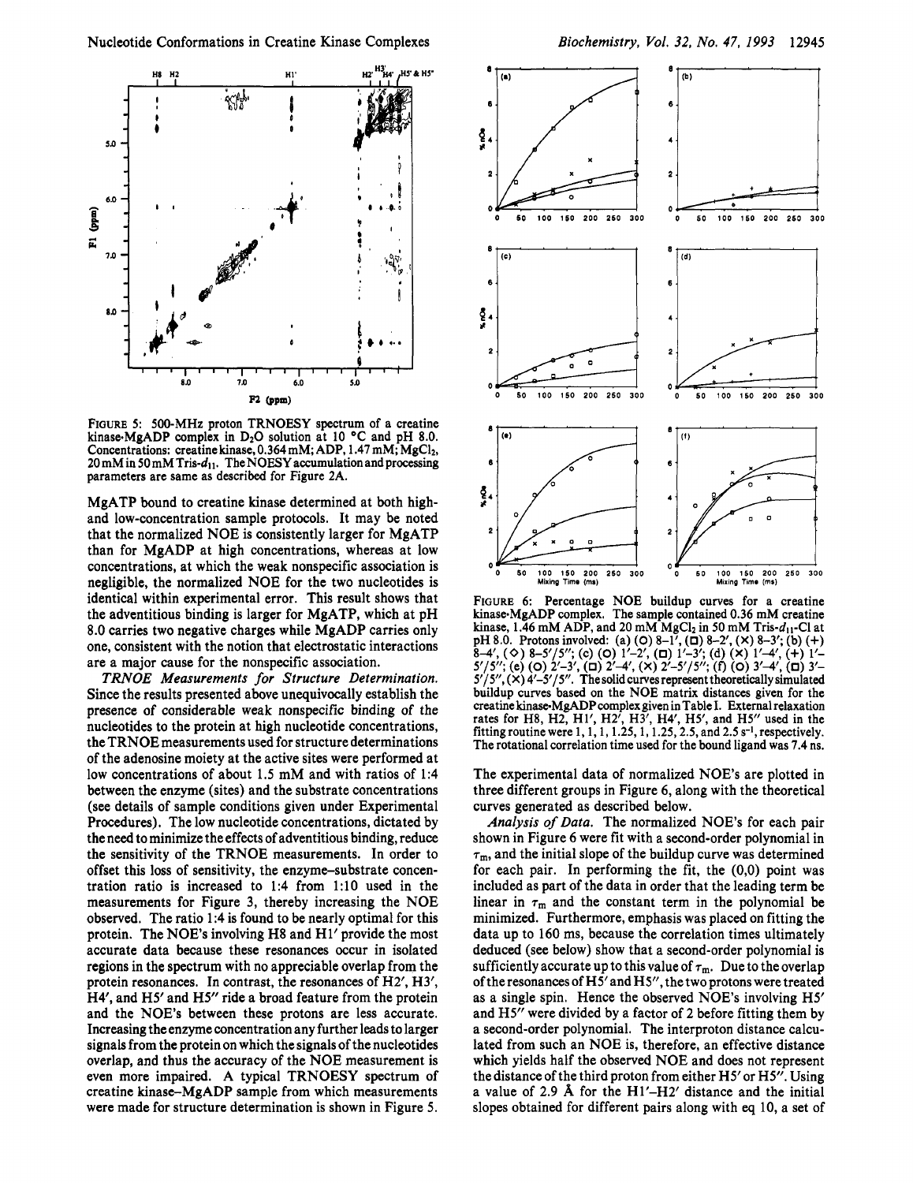FIGURE 5: 500-MHz proton TRNOESY spectrum of a creatine kinase·MgADP complex in $D_2O$ solution at 10 °C and pH 8.0. Concentrations: creatine kinase, 0.364 mM; ADP, 1.47 mM; $MgCl_2$, 20 mM in 50 mM Tris-$d_{11}$. The NOESY accumulation and processing parameters are same as described for Figure 2A.

MgATP bound to creatine kinase determined at both high- and low-concentration sample protocols. It may be noted that the normalized NOE is consistently larger for MgATP than for MgADP at high concentrations, whereas at low concentrations, at which the weak nonspecific association is negligible, the normalized NOE for the two nucleotides is identical within experimental error. This result shows that the adventitious binding is larger for MgATP, which at pH 8.0 carries two negative charges while MgADP carries only one, consistent with the notion that electrostatic interactions are a major cause for the nonspecific association.

*TRNOE Measurements for Structure Determination.* Since the results presented above unequivocally establish the presence of considerable weak nonspecific binding of the nucleotides to the protein at high nucleotide concentrations, the TRNOE measurements used for structure determinations of the adenosine moiety at the active sites were performed at low concentrations of about 1.5 mM and with ratios of 1:4 between the enzyme (sites) and the substrate concentrations (see details of sample conditions given under Experimental Procedures). The low nucleotide concentrations, dictated by the need to minimize the effects of adventitious binding, reduce the sensitivity of the TRNOE measurements. In order to offset this loss of sensitivity, the enzyme–substrate concentration ratio is increased to 1:4 from 1:10 used in the measurements for Figure 3, thereby increasing the NOE observed. The ratio 1:4 is found to be nearly optimal for this protein. The NOE's involving H8 and H1′ provide the most accurate data because these resonances occur in isolated regions in the spectrum with no appreciable overlap from the protein resonances. In contrast, the resonances of H2′, H3′, H4′, and H5′ and H5″ ride a broad feature from the protein and the NOE's between these protons are less accurate. Increasing the enzyme concentration any further leads to larger signals from the protein on which the signals of the nucleotides overlap, and thus the accuracy of the NOE measurement is even more impaired. A typical TRNOESY spectrum of creatine kinase–MgADP sample from which measurements were made for structure determination is shown in Figure 5.

FIGURE 6: Percentage NOE buildup curves for a creatine kinase·MgADP complex. The sample contained 0.36 mM creatine kinase, 1.46 mM ADP, and 20 mM $MgCl_2$ in 50 mM Tris-$d_{11}$-Cl at pH 8.0. Protons involved: (a) (○) 8–1′, (□) 8–2′, (×) 8–3′; (b) (+) 8–4′, (◇) 8–5′/5″; (c) (○) 1′–2′, (□) 1′–3′; (d) (×) 1′–4′, (+) 1′–5′/5″; (e) (○) 2′–3′, (□) 2′–4′, (×) 2′–5′/5″; (f) (○) 3′–4′, (□) 3′–5′/5″, (×) 4′–5′/5″. The solid curves represent theoretically simulated buildup curves based on the NOE matrix distances given for the creatine kinase·MgADP complex given in Table I. External relaxation rates for H8, H2, H1′, H2′, H3′, H4′, H5′, and H5″ used in the fitting routine were 1, 1, 1, 1.25, 1, 1.25, 2.5, and 2.5 $s^{-1}$, respectively. The rotational correlation time used for the bound ligand was 7.4 ns.

The experimental data of normalized NOE's are plotted in three different groups in Figure 6, along with the theoretical curves generated as described below.

*Analysis of Data.* The normalized NOE's for each pair shown in Figure 6 were fit with a second-order polynomial in $\tau_m$, and the initial slope of the buildup curve was determined for each pair. In performing the fit, the (0,0) point was included as part of the data in order that the leading term be linear in $\tau_m$ and the constant term in the polynomial be minimized. Furthermore, emphasis was placed on fitting the data up to 160 ms, because the correlation times ultimately deduced (see below) show that a second-order polynomial is sufficiently accurate up to this value of $\tau_m$. Due to the overlap of the resonances of H5′ and H5″, the two protons were treated as a single spin. Hence the observed NOE's involving H5′ and H5″ were divided by a factor of 2 before fitting them by a second-order polynomial. The interproton distance calculated from such an NOE is, therefore, an effective distance which yields half the observed NOE and does not represent the distance of the third proton from either H5′ or H5″. Using a value of 2.9 Å for the H1′–H2′ distance and the initial slopes obtained for different pairs along with eq 10, a set of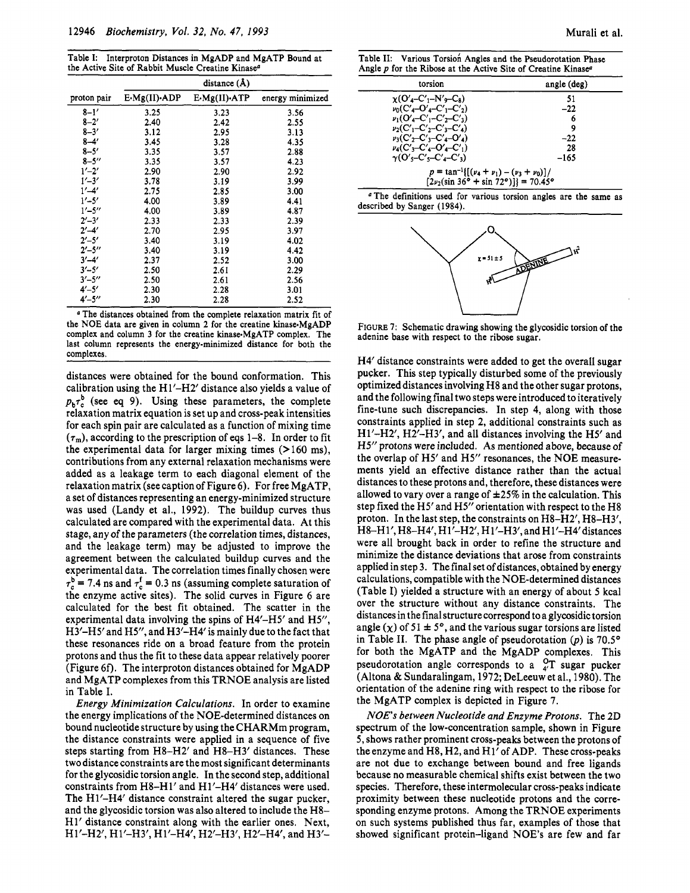Table I: Interproton Distances in MgADP and MgATP Bound at the Active Site of Rabbit Muscle Creatine Kinase[a]

| proton pair | distance (Å) E·Mg(II)·ADP | E·Mg(II)·ATP | energy minimized |
|---|---|---|---|
| 8–1′ | 3.25 | 3.23 | 3.56 |
| 8–2′ | 2.40 | 2.42 | 2.55 |
| 8–3′ | 3.12 | 2.95 | 3.13 |
| 8–4′ | 3.45 | 3.28 | 4.35 |
| 8–5′ | 3.35 | 3.57 | 2.88 |
| 8–5″ | 3.35 | 3.57 | 4.23 |
| 1′–2′ | 2.90 | 2.90 | 2.92 |
| 1′–3′ | 3.78 | 3.19 | 3.99 |
| 1′–4′ | 2.75 | 2.85 | 3.00 |
| 1′–5′ | 4.00 | 3.89 | 4.41 |
| 1′–5″ | 4.00 | 3.89 | 4.87 |
| 2′–3′ | 2.33 | 2.33 | 2.39 |
| 2′–4′ | 2.70 | 2.95 | 3.97 |
| 2′–5′ | 3.40 | 3.19 | 4.02 |
| 2′–5″ | 3.40 | 3.19 | 4.42 |
| 3′–4′ | 2.37 | 2.52 | 3.00 |
| 3′–5′ | 2.50 | 2.61 | 2.29 |
| 3′–5″ | 2.50 | 2.61 | 2.56 |
| 4′–5′ | 2.30 | 2.28 | 3.01 |
| 4′–5″ | 2.30 | 2.28 | 2.52 |

[a] The distances obtained from the complete relaxation matrix fit of the NOE data are given in column 2 for the creatine kinase·MgADP complex and column 3 for the creatine kinase·MgATP complex. The last column represents the energy-minimized distance for both the complexes.

distances were obtained for the bound conformation. This calibration using the H1′–H2′ distance also yields a value of $p_b\tau_c^b$ (see eq 9). Using these parameters, the complete relaxation matrix equation is set up and cross-peak intensities for each spin pair are calculated as a function of mixing time ($\tau_m$), according to the prescription of eqs 1–8. In order to fit the experimental data for larger mixing times (>160 ms), contributions from any external relaxation mechanisms were added as a leakage term to each diagonal element of the relaxation matrix (see caption of Figure 6). For free MgATP, a set of distances representing an energy-minimized structure was used (Landy et al., 1992). The buildup curves thus calculated are compared with the experimental data. At this stage, any of the parameters (the correlation times, distances, and the leakage term) may be adjusted to improve the agreement between the calculated buildup curves and the experimental data. The correlation times finally chosen were $\tau_c^b$ = 7.4 ns and $\tau_c^f$ = 0.3 ns (assuming complete saturation of the enzyme active sites). The solid curves in Figure 6 are calculated for the best fit obtained. The scatter in the experimental data involving the spins of H4′–H5′ and H5″, H3′–H5′ and H5″, and H3′–H4′ is mainly due to the fact that these resonances ride on a broad feature from the protein protons and thus the fit to these data appear relatively poorer (Figure 6f). The interproton distances obtained for MgADP and MgATP complexes from this TRNOE analysis are listed in Table I.

*Energy Minimization Calculations.* In order to examine the energy implications of the NOE-determined distances on bound nucleotide structure by using the CHARMm program, the distance constraints were applied in a sequence of five steps starting from H8–H2′ and H8–H3′ distances. These two distance constraints are the most significant determinants for the glycosidic torsion angle. In the second step, additional constraints from H8–H1′ and H1′–H4′ distances were used. The H1′–H4′ distance constraint altered the sugar pucker, and the glycosidic torsion was also altered to include the H8–H1′ distance constraint along with the earlier ones. Next, H1′–H2′, H1′–H3′, H1′–H4′, H2′–H3′, H2′–H4′, and H3′–

Table II: Various Torsion Angles and the Pseudorotation Phase Angle $p$ for the Ribose at the Active Site of Creatine Kinase[a]

| torsion | angle (deg) |
|---|---|
| $\chi$(O′$_4$–C′$_1$–N′$_9$–C$_8$) | 51 |
| $\nu_0$(C′$_4$–O′$_4$–C′$_1$–C′$_2$) | −22 |
| $\nu_1$(O′$_4$–C′$_1$–C′$_2$–C′$_3$) | 6 |
| $\nu_2$(C′$_1$–C′$_2$–C′$_3$–C′$_4$) | 9 |
| $\nu_3$(C′$_2$–C′$_3$–C′$_4$–O′$_4$) | −22 |
| $\nu_4$(C′$_3$–C′$_4$–O′$_4$–C′$_1$) | 28 |
| $\gamma$(O′$_5$–C′$_5$–C′$_4$–C′$_3$) | −165 |

$$p = \tan^{-1}\{[(\nu_4 + \nu_1) - (\nu_3 + \nu_0)]/[2\nu_2(\sin 36° + \sin 72°)]\} = 70.45°$$

[a] The definitions used for various torsion angles are the same as described by Sanger (1984).

FIGURE 7: Schematic drawing showing the glycosidic torsion of the adenine base with respect to the ribose sugar.

H4′ distance constraints were added to get the overall sugar pucker. This step typically disturbed some of the previously optimized distances involving H8 and the other sugar protons, and the following final two steps were introduced to iteratively fine-tune such discrepancies. In step 4, along with those constraints applied in step 2, additional constraints such as H1′–H2′, H2′–H3′, and all distances involving the H5′ and H5″ protons were included. As mentioned above, because of the overlap of H5′ and H5″ resonances, the NOE measurements yield an effective distance rather than the actual distances to these protons and, therefore, these distances were allowed to vary over a range of ±25% in the calculation. This step fixed the H5′ and H5″ orientation with respect to the H8 proton. In the last step, the constraints on H8–H2′, H8–H3′, H8–H1′, H8–H4′, H1′–H2′, H1′–H3′, and H1′–H4′ distances were all brought back in order to refine the structure and minimize the distance deviations that arose from constraints applied in step 3. The final set of distances, obtained by energy calculations, compatible with the NOE-determined distances (Table I) yielded a structure with an energy of about 5 kcal over the structure without any distance constraints. The distances in the final structure correspond to a glycosidic torsion angle ($\chi$) of 51 ± 5°, and the various sugar torsions are listed in Table II. The phase angle of pseudorotation ($p$) is 70.5° for both the MgATP and the MgADP complexes. This pseudorotation angle corresponds to a $^{O}_{4'}T$ sugar pucker (Altona & Sundaralingam, 1972; DeLeeuw et al., 1980). The orientation of the adenine ring with respect to the ribose for the MgATP complex is depicted in Figure 7.

*NOE's between Nucleotide and Enzyme Protons.* The 2D spectrum of the low-concentration sample, shown in Figure 5, shows rather prominent cross-peaks between the protons of the enzyme and H8, H2, and H1′ of ADP. These cross-peaks are not due to exchange between bound and free ligands because no measurable chemical shifts exist between the two species. Therefore, these intermolecular cross-peaks indicate proximity between these nucleotide protons and the corresponding enzyme protons. Among the TRNOE experiments on such systems published thus far, examples of those that showed significant protein–ligand NOE's are few and far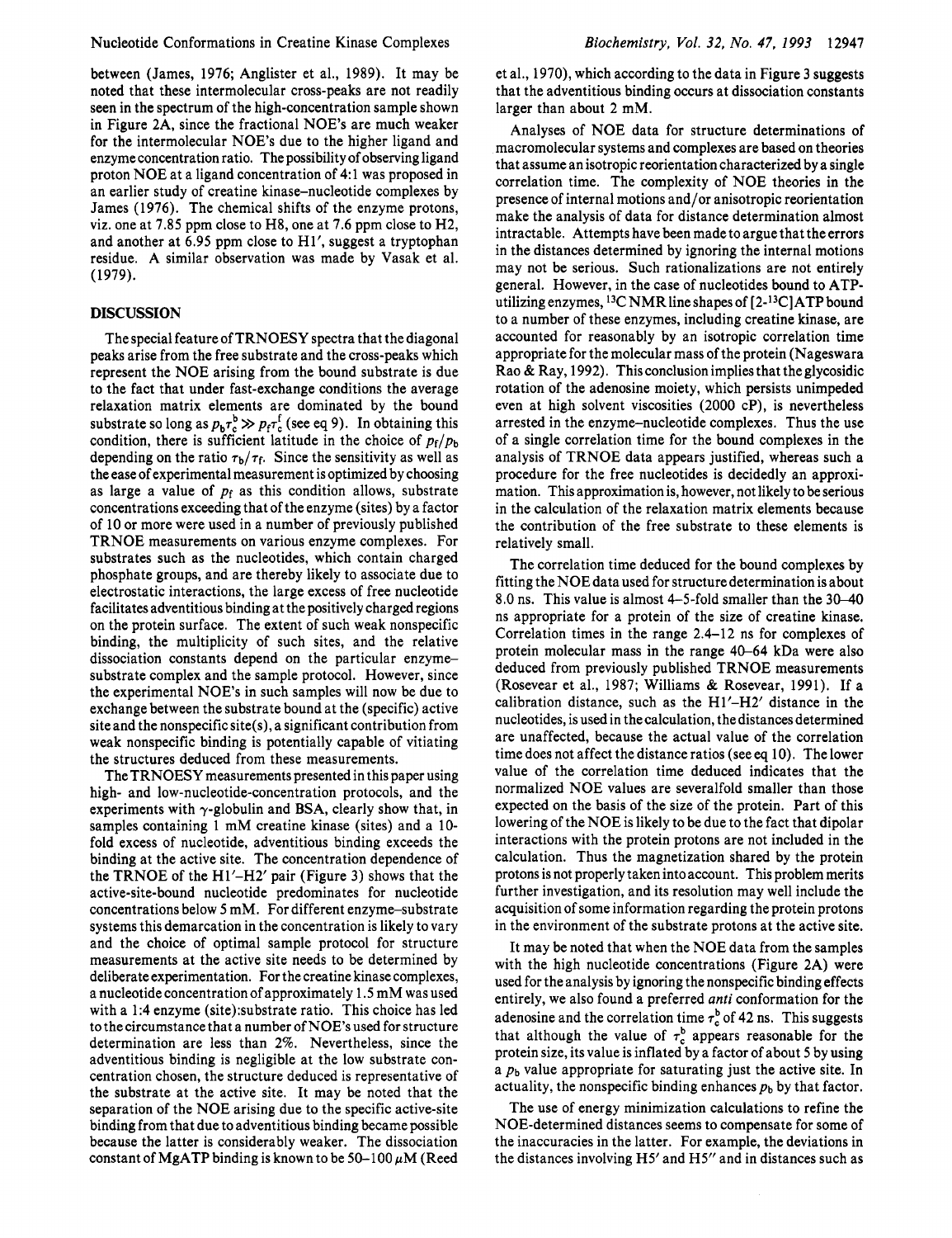between (James, 1976; Anglister et al., 1989). It may be noted that these intermolecular cross-peaks are not readily seen in the spectrum of the high-concentration sample shown in Figure 2A, since the fractional NOE's are much weaker for the intermolecular NOE's due to the higher ligand and enzyme concentration ratio. The possibility of observing ligand proton NOE at a ligand concentration of 4:1 was proposed in an earlier study of creatine kinase–nucleotide complexes by James (1976). The chemical shifts of the enzyme protons, viz. one at 7.85 ppm close to H8, one at 7.6 ppm close to H2, and another at 6.95 ppm close to H1′, suggest a tryptophan residue. A similar observation was made by Vasak et al. (1979).

## DISCUSSION

The special feature of TRNOESY spectra that the diagonal peaks arise from the free substrate and the cross-peaks which represent the NOE arising from the bound substrate is due to the fact that under fast-exchange conditions the average relaxation matrix elements are dominated by the bound substrate so long as $p_b\tau_c^b \gg p_f\tau_c^f$ (see eq 9). In obtaining this condition, there is sufficient latitude in the choice of $p_f/p_b$ depending on the ratio $\tau_b/\tau_f$. Since the sensitivity as well as the ease of experimental measurement is optimized by choosing as large a value of $p_f$ as this condition allows, substrate concentrations exceeding that of the enzyme (sites) by a factor of 10 or more were used in a number of previously published TRNOE measurements on various enzyme complexes. For substrates such as the nucleotides, which contain charged phosphate groups, and are thereby likely to associate due to electrostatic interactions, the large excess of free nucleotide facilitates adventitious binding at the positively charged regions on the protein surface. The extent of such weak nonspecific binding, the multiplicity of such sites, and the relative dissociation constants depend on the particular enzyme–substrate complex and the sample protocol. However, since the experimental NOE's in such samples will now be due to exchange between the substrate bound at the (specific) active site and the nonspecific site(s), a significant contribution from weak nonspecific binding is potentially capable of vitiating the structures deduced from these measurements.

The TRNOESY measurements presented in this paper using high- and low-nucleotide-concentration protocols, and the experiments with γ-globulin and BSA, clearly show that, in samples containing 1 mM creatine kinase (sites) and a 10-fold excess of nucleotide, adventitious binding exceeds the binding at the active site. The concentration dependence of the TRNOE of the H1′–H2′ pair (Figure 3) shows that the active-site-bound nucleotide predominates for nucleotide concentrations below 5 mM. For different enzyme–substrate systems this demarcation in the concentration is likely to vary and the choice of optimal sample protocol for structure measurements at the active site needs to be determined by deliberate experimentation. For the creatine kinase complexes, a nucleotide concentration of approximately 1.5 mM was used with a 1:4 enzyme (site):substrate ratio. This choice has led to the circumstance that a number of NOE's used for structure determination are less than 2%. Nevertheless, since the adventitious binding is negligible at the low substrate concentration chosen, the structure deduced is representative of the substrate at the active site. It may be noted that the separation of the NOE arising due to the specific active-site binding from that due to adventitious binding became possible because the latter is considerably weaker. The dissociation constant of MgATP binding is known to be 50–100 μM (Reed et al., 1970), which according to the data in Figure 3 suggests that the adventitious binding occurs at dissociation constants larger than about 2 mM.

Analyses of NOE data for structure determinations of macromolecular systems and complexes are based on theories that assume an isotropic reorientation characterized by a single correlation time. The complexity of NOE theories in the presence of internal motions and/or anisotropic reorientation make the analysis of data for distance determination almost intractable. Attempts have been made to argue that the errors in the distances determined by ignoring the internal motions may not be serious. Such rationalizations are not entirely general. However, in the case of nucleotides bound to ATP-utilizing enzymes, $^{13}$C NMR line shapes of [2-$^{13}$C]ATP bound to a number of these enzymes, including creatine kinase, are accounted for reasonably by an isotropic correlation time appropriate for the molecular mass of the protein (Nageswara Rao & Ray, 1992). This conclusion implies that the glycosidic rotation of the adenosine moiety, which persists unimpeded even at high solvent viscosities (2000 cP), is nevertheless arrested in the enzyme–nucleotide complexes. Thus the use of a single correlation time for the bound complexes in the analysis of TRNOE data appears justified, whereas such a procedure for the free nucleotides is decidedly an approximation. This approximation is, however, not likely to be serious in the calculation of the relaxation matrix elements because the contribution of the free substrate to these elements is relatively small.

The correlation time deduced for the bound complexes by fitting the NOE data used for structure determination is about 8.0 ns. This value is almost 4–5-fold smaller than the 30–40 ns appropriate for a protein of the size of creatine kinase. Correlation times in the range 2.4–12 ns for complexes of protein molecular mass in the range 40–64 kDa were also deduced from previously published TRNOE measurements (Rosevear et al., 1987; Williams & Rosevear, 1991). If a calibration distance, such as the H1′–H2′ distance in the nucleotides, is used in the calculation, the distances determined are unaffected, because the actual value of the correlation time does not affect the distance ratios (see eq 10). The lower value of the correlation time deduced indicates that the normalized NOE values are severalfold smaller than those expected on the basis of the size of the protein. Part of this lowering of the NOE is likely to be due to the fact that dipolar interactions with the protein protons are not included in the calculation. Thus the magnetization shared by the protein protons is not properly taken into account. This problem merits further investigation, and its resolution may well include the acquisition of some information regarding the protein protons in the environment of the substrate protons at the active site.

It may be noted that when the NOE data from the samples with the high nucleotide concentrations (Figure 2A) were used for the analysis by ignoring the nonspecific binding effects entirely, we also found a preferred *anti* conformation for the adenosine and the correlation time $\tau_c^b$ of 42 ns. This suggests that although the value of $\tau_c^b$ appears reasonable for the protein size, its value is inflated by a factor of about 5 by using a $p_b$ value appropriate for saturating just the active site. In actuality, the nonspecific binding enhances $p_b$ by that factor.

The use of energy minimization calculations to refine the NOE-determined distances seems to compensate for some of the inaccuracies in the latter. For example, the deviations in the distances involving H5′ and H5″ and in distances such as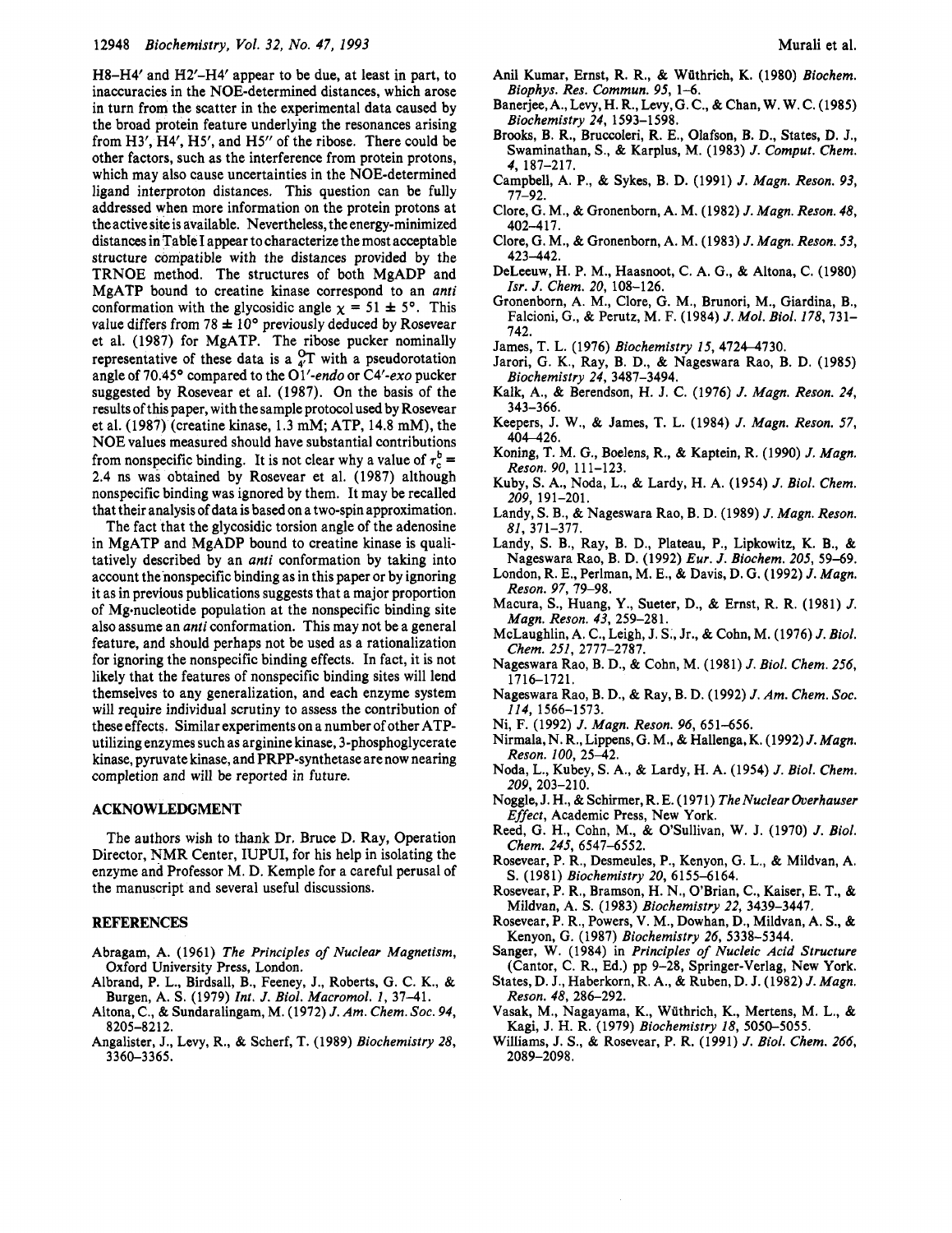H8–H4′ and H2′–H4′ appear to be due, at least in part, to inaccuracies in the NOE-determined distances, which arose in turn from the scatter in the experimental data caused by the broad protein feature underlying the resonances arising from H3′, H4′, H5′, and H5″ of the ribose. There could be other factors, such as the interference from protein protons, which may also cause uncertainties in the NOE-determined ligand interproton distances. This question can be fully addressed when more information on the protein protons at the active site is available. Nevertheless, the energy-minimized distances in Table I appear to characterize the most acceptable structure compatible with the distances provided by the TRNOE method. The structures of both MgADP and MgATP bound to creatine kinase correspond to an *anti* conformation with the glycosidic angle $\chi = 51 \pm 5°$. This value differs from $78 \pm 10°$ previously deduced by Rosevear et al. (1987) for MgATP. The ribose pucker nominally representative of these data is a ${}^{O}_{4}T$ with a pseudorotation angle of 70.45° compared to the O1′-*endo* or C4′-*exo* pucker suggested by Rosevear et al. (1987). On the basis of the results of this paper, with the sample protocol used by Rosevear et al. (1987) (creatine kinase, 1.3 mM; ATP, 14.8 mM), the NOE values measured should have substantial contributions from nonspecific binding. It is not clear why a value of $\tau_c^b$ = 2.4 ns was obtained by Rosevear et al. (1987) although nonspecific binding was ignored by them. It may be recalled that their analysis of data is based on a two-spin approximation.

The fact that the glycosidic torsion angle of the adenosine in MgATP and MgADP bound to creatine kinase is qualitatively described by an *anti* conformation by taking into account the nonspecific binding as in this paper or by ignoring it as in previous publications suggests that a major proportion of Mg·nucleotide population at the nonspecific binding site also assume an *anti* conformation. This may not be a general feature, and should perhaps not be used as a rationalization for ignoring the nonspecific binding effects. In fact, it is not likely that the features of nonspecific binding sites will lend themselves to any generalization, and each enzyme system will require individual scrutiny to assess the contribution of these effects. Similar experiments on a number of other ATP-utilizing enzymes such as arginine kinase, 3-phosphoglycerate kinase, pyruvate kinase, and PRPP-synthetase are now nearing completion and will be reported in future.

## ACKNOWLEDGMENT

The authors wish to thank Dr. Bruce D. Ray, Operation Director, NMR Center, IUPUI, for his help in isolating the enzyme and Professor M. D. Kemple for a careful perusal of the manuscript and several useful discussions.

## REFERENCES

Abragam, A. (1961) *The Principles of Nuclear Magnetism*, Oxford University Press, London.

Albrand, P. L., Birdsall, B., Feeney, J., Roberts, G. C. K., & Burgen, A. S. (1979) *Int. J. Biol. Macromol. 1*, 37–41.

Altona, C., & Sundaralingam, M. (1972) *J. Am. Chem. Soc. 94*, 8205–8212.

Angalister, J., Levy, R., & Scherf, T. (1989) *Biochemistry 28*, 3360–3365.

Anil Kumar, Ernst, R. R., & Wüthrich, K. (1980) *Biochem. Biophys. Res. Commun. 95*, 1–6.

Banerjee, A., Levy, H. R., Levy, G. C., & Chan, W. W. C. (1985) *Biochemistry 24*, 1593–1598.

Brooks, B. R., Bruccoleri, R. E., Olafson, B. D., States, D. J., Swaminathan, S., & Karplus, M. (1983) *J. Comput. Chem. 4*, 187–217.

Campbell, A. P., & Sykes, B. D. (1991) *J. Magn. Reson. 93*, 77–92.

Clore, G. M., & Gronenborn, A. M. (1982) *J. Magn. Reson. 48*, 402–417.

Clore, G. M., & Gronenborn, A. M. (1983) *J. Magn. Reson. 53*, 423–442.

DeLeeuw, H. P. M., Haasnoot, C. A. G., & Altona, C. (1980) *Isr. J. Chem. 20*, 108–126.

Gronenborn, A. M., Clore, G. M., Brunori, M., Giardina, B., Falcioni, G., & Perutz, M. F. (1984) *J. Mol. Biol. 178*, 731–742.

James, T. L. (1976) *Biochemistry 15*, 4724–4730.

Jarori, G. K., Ray, B. D., & Nageswara Rao, B. D. (1985) *Biochemistry 24*, 3487–3494.

Kalk, A., & Berendson, H. J. C. (1976) *J. Magn. Reson. 24*, 343–366.

Keepers, J. W., & James, T. L. (1984) *J. Magn. Reson. 57*, 404–426.

Koning, T. M. G., Boelens, R., & Kaptein, R. (1990) *J. Magn. Reson. 90*, 111–123.

Kuby, S. A., Noda, L., & Lardy, H. A. (1954) *J. Biol. Chem. 209*, 191–201.

Landy, S. B., & Nageswara Rao, B. D. (1989) *J. Magn. Reson. 81*, 371–377.

Landy, S. B., Ray, B. D., Plateau, P., Lipkowitz, K. B., & Nageswara Rao, B. D. (1992) *Eur. J. Biochem. 205*, 59–69.

London, R. E., Perlman, M. E., & Davis, D. G. (1992) *J. Magn. Reson. 97*, 79–98.

Macura, S., Huang, Y., Sueter, D., & Ernst, R. R. (1981) *J. Magn. Reson. 43*, 259–281.

McLaughlin, A. C., Leigh, J. S., Jr., & Cohn, M. (1976) *J. Biol. Chem. 251*, 2777–2787.

Nageswara Rao, B. D., & Cohn, M. (1981) *J. Biol. Chem. 256*, 1716–1721.

Nageswara Rao, B. D., & Ray, B. D. (1992) *J. Am. Chem. Soc. 114*, 1566–1573.

Ni, F. (1992) *J. Magn. Reson. 96*, 651–656.

Nirmala, N. R., Lippens, G. M., & Hallenga, K. (1992) *J. Magn. Reson. 100*, 25–42.

Noda, L., Kubey, S. A., & Lardy, H. A. (1954) *J. Biol. Chem. 209*, 203–210.

Noggle, J. H., & Schirmer, R. E. (1971) *The Nuclear Overhauser Effect*, Academic Press, New York.

Reed, G. H., Cohn, M., & O'Sullivan, W. J. (1970) *J. Biol. Chem. 245*, 6547–6552.

Rosevear, P. R., Desmeules, P., Kenyon, G. L., & Mildvan, A. S. (1981) *Biochemistry 20*, 6155–6164.

Rosevear, P. R., Bramson, H. N., O'Brian, C., Kaiser, E. T., & Mildvan, A. S. (1983) *Biochemistry 22*, 3439–3447.

Rosevear, P. R., Powers, V. M., Dowhan, D., Mildvan, A. S., & Kenyon, G. (1987) *Biochemistry 26*, 5338–5344.

Sanger, W. (1984) in *Principles of Nucleic Acid Structure* (Cantor, C. R., Ed.) pp 9–28, Springer-Verlag, New York.

States, D. J., Haberkorn, R. A., & Ruben, D. J. (1982) *J. Magn. Reson. 48*, 286–292.

Vasak, M., Nagayama, K., Wüthrich, K., Mertens, M. L., & Kagi, J. H. R. (1979) *Biochemistry 18*, 5050–5055.

Williams, J. S., & Rosevear, P. R. (1991) *J. Biol. Chem. 266*, 2089–2098.